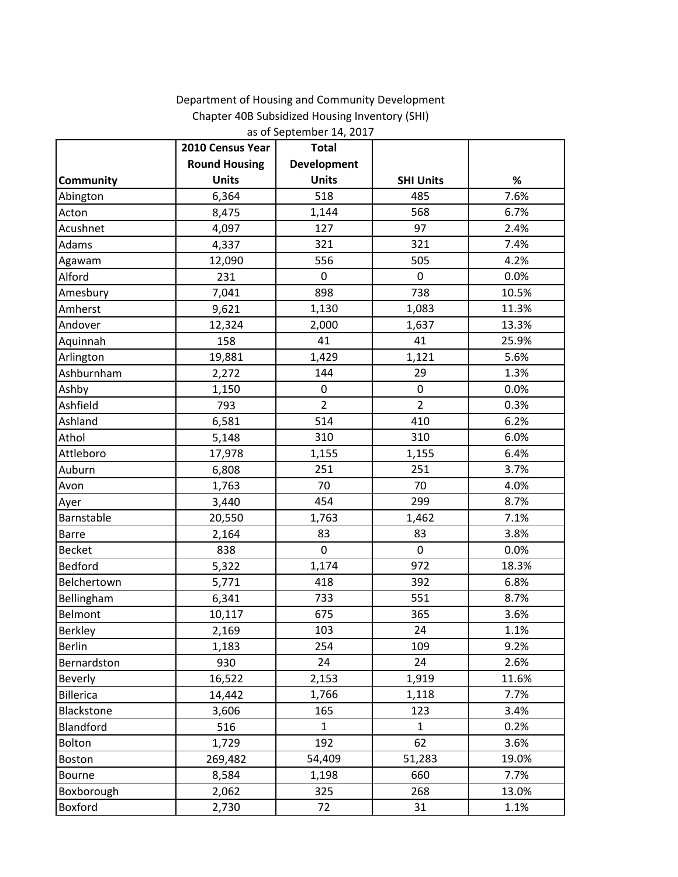Department of Housing and Community Development
Chapter 40B Subsidized Housing Inventory (SHI)
as of September 14, 2017

| Community | 2010 Census Year Round Housing Units | Total Development Units | SHI Units | % |
|---|---|---|---|---|
| Abington | 6,364 | 518 | 485 | 7.6% |
| Acton | 8,475 | 1,144 | 568 | 6.7% |
| Acushnet | 4,097 | 127 | 97 | 2.4% |
| Adams | 4,337 | 321 | 321 | 7.4% |
| Agawam | 12,090 | 556 | 505 | 4.2% |
| Alford | 231 | 0 | 0 | 0.0% |
| Amesbury | 7,041 | 898 | 738 | 10.5% |
| Amherst | 9,621 | 1,130 | 1,083 | 11.3% |
| Andover | 12,324 | 2,000 | 1,637 | 13.3% |
| Aquinnah | 158 | 41 | 41 | 25.9% |
| Arlington | 19,881 | 1,429 | 1,121 | 5.6% |
| Ashburnham | 2,272 | 144 | 29 | 1.3% |
| Ashby | 1,150 | 0 | 0 | 0.0% |
| Ashfield | 793 | 2 | 2 | 0.3% |
| Ashland | 6,581 | 514 | 410 | 6.2% |
| Athol | 5,148 | 310 | 310 | 6.0% |
| Attleboro | 17,978 | 1,155 | 1,155 | 6.4% |
| Auburn | 6,808 | 251 | 251 | 3.7% |
| Avon | 1,763 | 70 | 70 | 4.0% |
| Ayer | 3,440 | 454 | 299 | 8.7% |
| Barnstable | 20,550 | 1,763 | 1,462 | 7.1% |
| Barre | 2,164 | 83 | 83 | 3.8% |
| Becket | 838 | 0 | 0 | 0.0% |
| Bedford | 5,322 | 1,174 | 972 | 18.3% |
| Belchertown | 5,771 | 418 | 392 | 6.8% |
| Bellingham | 6,341 | 733 | 551 | 8.7% |
| Belmont | 10,117 | 675 | 365 | 3.6% |
| Berkley | 2,169 | 103 | 24 | 1.1% |
| Berlin | 1,183 | 254 | 109 | 9.2% |
| Bernardston | 930 | 24 | 24 | 2.6% |
| Beverly | 16,522 | 2,153 | 1,919 | 11.6% |
| Billerica | 14,442 | 1,766 | 1,118 | 7.7% |
| Blackstone | 3,606 | 165 | 123 | 3.4% |
| Blandford | 516 | 1 | 1 | 0.2% |
| Bolton | 1,729 | 192 | 62 | 3.6% |
| Boston | 269,482 | 54,409 | 51,283 | 19.0% |
| Bourne | 8,584 | 1,198 | 660 | 7.7% |
| Boxborough | 2,062 | 325 | 268 | 13.0% |
| Boxford | 2,730 | 72 | 31 | 1.1% |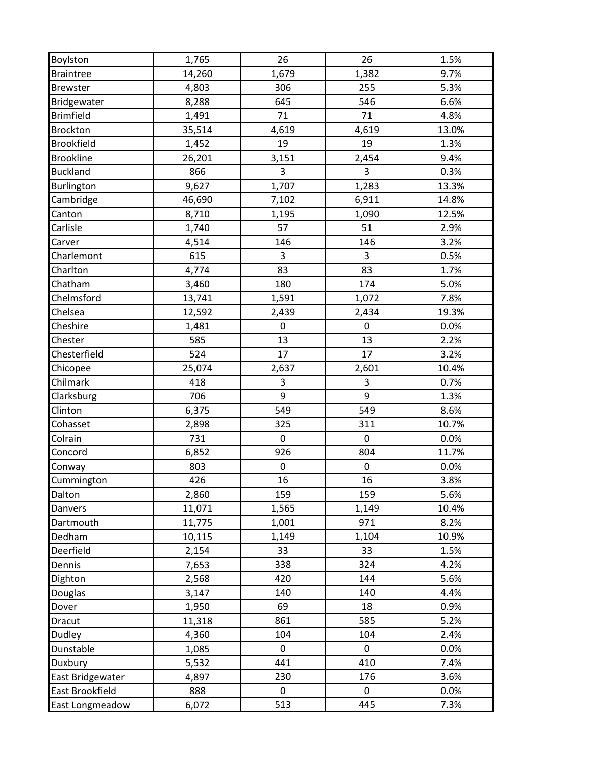| | | | | |
|---|---|---|---|---|
| Boylston | 1,765 | 26 | 26 | 1.5% |
| Braintree | 14,260 | 1,679 | 1,382 | 9.7% |
| Brewster | 4,803 | 306 | 255 | 5.3% |
| Bridgewater | 8,288 | 645 | 546 | 6.6% |
| Brimfield | 1,491 | 71 | 71 | 4.8% |
| Brockton | 35,514 | 4,619 | 4,619 | 13.0% |
| Brookfield | 1,452 | 19 | 19 | 1.3% |
| Brookline | 26,201 | 3,151 | 2,454 | 9.4% |
| Buckland | 866 | 3 | 3 | 0.3% |
| Burlington | 9,627 | 1,707 | 1,283 | 13.3% |
| Cambridge | 46,690 | 7,102 | 6,911 | 14.8% |
| Canton | 8,710 | 1,195 | 1,090 | 12.5% |
| Carlisle | 1,740 | 57 | 51 | 2.9% |
| Carver | 4,514 | 146 | 146 | 3.2% |
| Charlemont | 615 | 3 | 3 | 0.5% |
| Charlton | 4,774 | 83 | 83 | 1.7% |
| Chatham | 3,460 | 180 | 174 | 5.0% |
| Chelmsford | 13,741 | 1,591 | 1,072 | 7.8% |
| Chelsea | 12,592 | 2,439 | 2,434 | 19.3% |
| Cheshire | 1,481 | 0 | 0 | 0.0% |
| Chester | 585 | 13 | 13 | 2.2% |
| Chesterfield | 524 | 17 | 17 | 3.2% |
| Chicopee | 25,074 | 2,637 | 2,601 | 10.4% |
| Chilmark | 418 | 3 | 3 | 0.7% |
| Clarksburg | 706 | 9 | 9 | 1.3% |
| Clinton | 6,375 | 549 | 549 | 8.6% |
| Cohasset | 2,898 | 325 | 311 | 10.7% |
| Colrain | 731 | 0 | 0 | 0.0% |
| Concord | 6,852 | 926 | 804 | 11.7% |
| Conway | 803 | 0 | 0 | 0.0% |
| Cummington | 426 | 16 | 16 | 3.8% |
| Dalton | 2,860 | 159 | 159 | 5.6% |
| Danvers | 11,071 | 1,565 | 1,149 | 10.4% |
| Dartmouth | 11,775 | 1,001 | 971 | 8.2% |
| Dedham | 10,115 | 1,149 | 1,104 | 10.9% |
| Deerfield | 2,154 | 33 | 33 | 1.5% |
| Dennis | 7,653 | 338 | 324 | 4.2% |
| Dighton | 2,568 | 420 | 144 | 5.6% |
| Douglas | 3,147 | 140 | 140 | 4.4% |
| Dover | 1,950 | 69 | 18 | 0.9% |
| Dracut | 11,318 | 861 | 585 | 5.2% |
| Dudley | 4,360 | 104 | 104 | 2.4% |
| Dunstable | 1,085 | 0 | 0 | 0.0% |
| Duxbury | 5,532 | 441 | 410 | 7.4% |
| East Bridgewater | 4,897 | 230 | 176 | 3.6% |
| East Brookfield | 888 | 0 | 0 | 0.0% |
| East Longmeadow | 6,072 | 513 | 445 | 7.3% |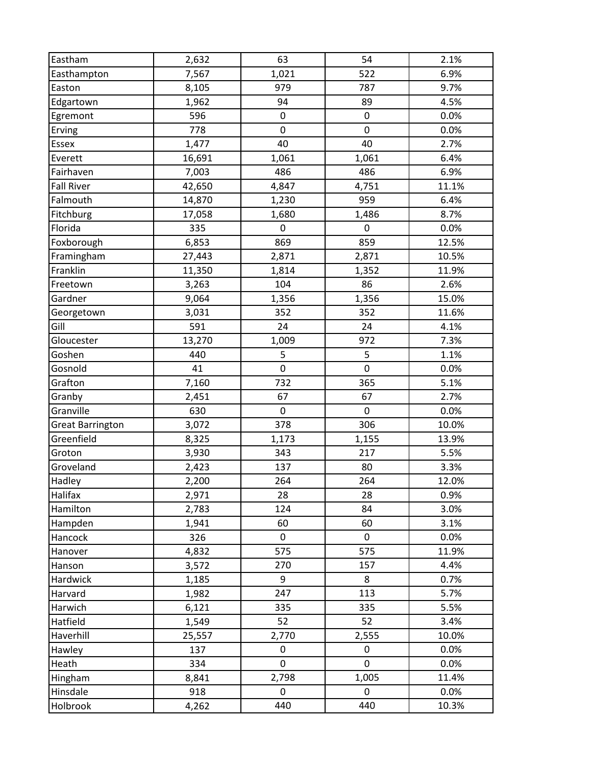| | | | | |
|---|---|---|---|---|
| Eastham | 2,632 | 63 | 54 | 2.1% |
| Easthampton | 7,567 | 1,021 | 522 | 6.9% |
| Easton | 8,105 | 979 | 787 | 9.7% |
| Edgartown | 1,962 | 94 | 89 | 4.5% |
| Egremont | 596 | 0 | 0 | 0.0% |
| Erving | 778 | 0 | 0 | 0.0% |
| Essex | 1,477 | 40 | 40 | 2.7% |
| Everett | 16,691 | 1,061 | 1,061 | 6.4% |
| Fairhaven | 7,003 | 486 | 486 | 6.9% |
| Fall River | 42,650 | 4,847 | 4,751 | 11.1% |
| Falmouth | 14,870 | 1,230 | 959 | 6.4% |
| Fitchburg | 17,058 | 1,680 | 1,486 | 8.7% |
| Florida | 335 | 0 | 0 | 0.0% |
| Foxborough | 6,853 | 869 | 859 | 12.5% |
| Framingham | 27,443 | 2,871 | 2,871 | 10.5% |
| Franklin | 11,350 | 1,814 | 1,352 | 11.9% |
| Freetown | 3,263 | 104 | 86 | 2.6% |
| Gardner | 9,064 | 1,356 | 1,356 | 15.0% |
| Georgetown | 3,031 | 352 | 352 | 11.6% |
| Gill | 591 | 24 | 24 | 4.1% |
| Gloucester | 13,270 | 1,009 | 972 | 7.3% |
| Goshen | 440 | 5 | 5 | 1.1% |
| Gosnold | 41 | 0 | 0 | 0.0% |
| Grafton | 7,160 | 732 | 365 | 5.1% |
| Granby | 2,451 | 67 | 67 | 2.7% |
| Granville | 630 | 0 | 0 | 0.0% |
| Great Barrington | 3,072 | 378 | 306 | 10.0% |
| Greenfield | 8,325 | 1,173 | 1,155 | 13.9% |
| Groton | 3,930 | 343 | 217 | 5.5% |
| Groveland | 2,423 | 137 | 80 | 3.3% |
| Hadley | 2,200 | 264 | 264 | 12.0% |
| Halifax | 2,971 | 28 | 28 | 0.9% |
| Hamilton | 2,783 | 124 | 84 | 3.0% |
| Hampden | 1,941 | 60 | 60 | 3.1% |
| Hancock | 326 | 0 | 0 | 0.0% |
| Hanover | 4,832 | 575 | 575 | 11.9% |
| Hanson | 3,572 | 270 | 157 | 4.4% |
| Hardwick | 1,185 | 9 | 8 | 0.7% |
| Harvard | 1,982 | 247 | 113 | 5.7% |
| Harwich | 6,121 | 335 | 335 | 5.5% |
| Hatfield | 1,549 | 52 | 52 | 3.4% |
| Haverhill | 25,557 | 2,770 | 2,555 | 10.0% |
| Hawley | 137 | 0 | 0 | 0.0% |
| Heath | 334 | 0 | 0 | 0.0% |
| Hingham | 8,841 | 2,798 | 1,005 | 11.4% |
| Hinsdale | 918 | 0 | 0 | 0.0% |
| Holbrook | 4,262 | 440 | 440 | 10.3% |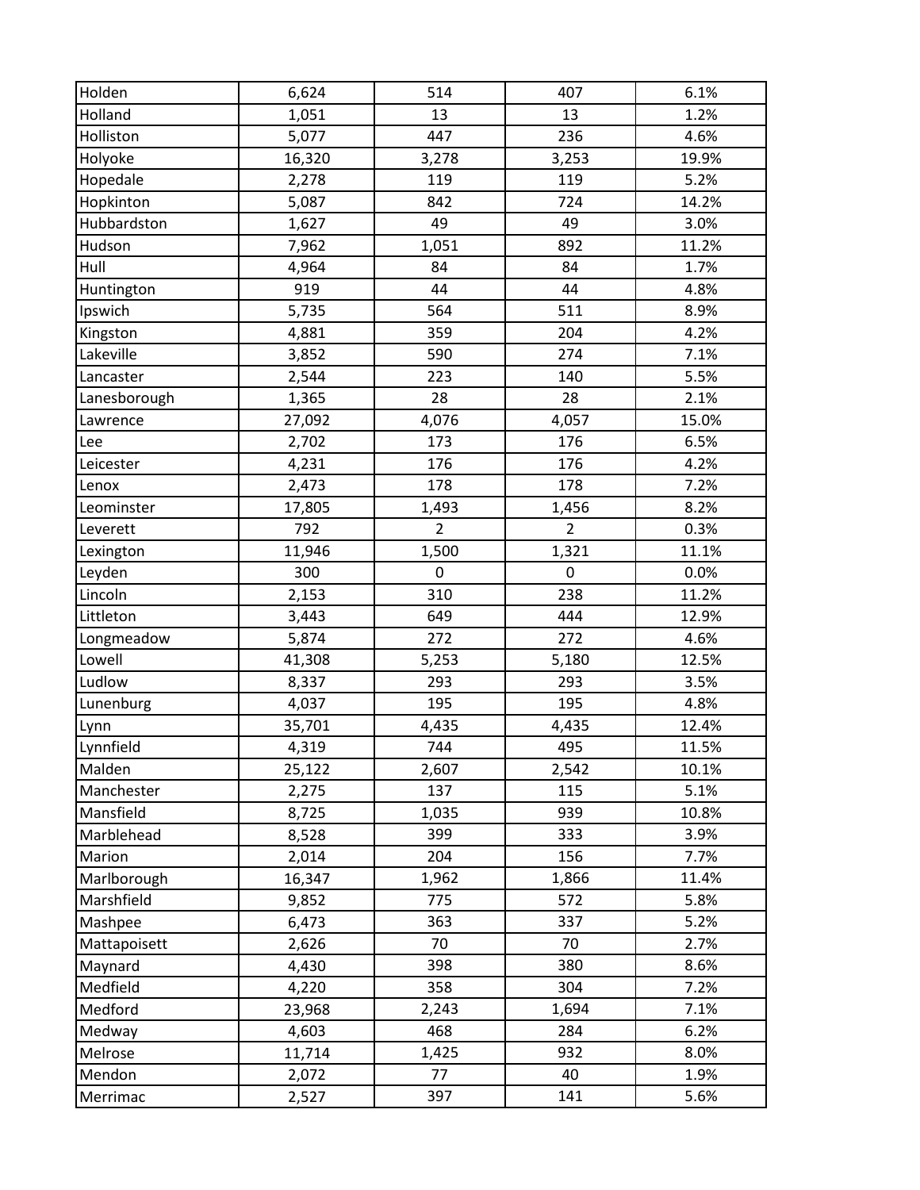| | | | | |
|---|---|---|---|---|
| Holden | 6,624 | 514 | 407 | 6.1% |
| Holland | 1,051 | 13 | 13 | 1.2% |
| Holliston | 5,077 | 447 | 236 | 4.6% |
| Holyoke | 16,320 | 3,278 | 3,253 | 19.9% |
| Hopedale | 2,278 | 119 | 119 | 5.2% |
| Hopkinton | 5,087 | 842 | 724 | 14.2% |
| Hubbardston | 1,627 | 49 | 49 | 3.0% |
| Hudson | 7,962 | 1,051 | 892 | 11.2% |
| Hull | 4,964 | 84 | 84 | 1.7% |
| Huntington | 919 | 44 | 44 | 4.8% |
| Ipswich | 5,735 | 564 | 511 | 8.9% |
| Kingston | 4,881 | 359 | 204 | 4.2% |
| Lakeville | 3,852 | 590 | 274 | 7.1% |
| Lancaster | 2,544 | 223 | 140 | 5.5% |
| Lanesborough | 1,365 | 28 | 28 | 2.1% |
| Lawrence | 27,092 | 4,076 | 4,057 | 15.0% |
| Lee | 2,702 | 173 | 176 | 6.5% |
| Leicester | 4,231 | 176 | 176 | 4.2% |
| Lenox | 2,473 | 178 | 178 | 7.2% |
| Leominster | 17,805 | 1,493 | 1,456 | 8.2% |
| Leverett | 792 | 2 | 2 | 0.3% |
| Lexington | 11,946 | 1,500 | 1,321 | 11.1% |
| Leyden | 300 | 0 | 0 | 0.0% |
| Lincoln | 2,153 | 310 | 238 | 11.2% |
| Littleton | 3,443 | 649 | 444 | 12.9% |
| Longmeadow | 5,874 | 272 | 272 | 4.6% |
| Lowell | 41,308 | 5,253 | 5,180 | 12.5% |
| Ludlow | 8,337 | 293 | 293 | 3.5% |
| Lunenburg | 4,037 | 195 | 195 | 4.8% |
| Lynn | 35,701 | 4,435 | 4,435 | 12.4% |
| Lynnfield | 4,319 | 744 | 495 | 11.5% |
| Malden | 25,122 | 2,607 | 2,542 | 10.1% |
| Manchester | 2,275 | 137 | 115 | 5.1% |
| Mansfield | 8,725 | 1,035 | 939 | 10.8% |
| Marblehead | 8,528 | 399 | 333 | 3.9% |
| Marion | 2,014 | 204 | 156 | 7.7% |
| Marlborough | 16,347 | 1,962 | 1,866 | 11.4% |
| Marshfield | 9,852 | 775 | 572 | 5.8% |
| Mashpee | 6,473 | 363 | 337 | 5.2% |
| Mattapoisett | 2,626 | 70 | 70 | 2.7% |
| Maynard | 4,430 | 398 | 380 | 8.6% |
| Medfield | 4,220 | 358 | 304 | 7.2% |
| Medford | 23,968 | 2,243 | 1,694 | 7.1% |
| Medway | 4,603 | 468 | 284 | 6.2% |
| Melrose | 11,714 | 1,425 | 932 | 8.0% |
| Mendon | 2,072 | 77 | 40 | 1.9% |
| Merrimac | 2,527 | 397 | 141 | 5.6% |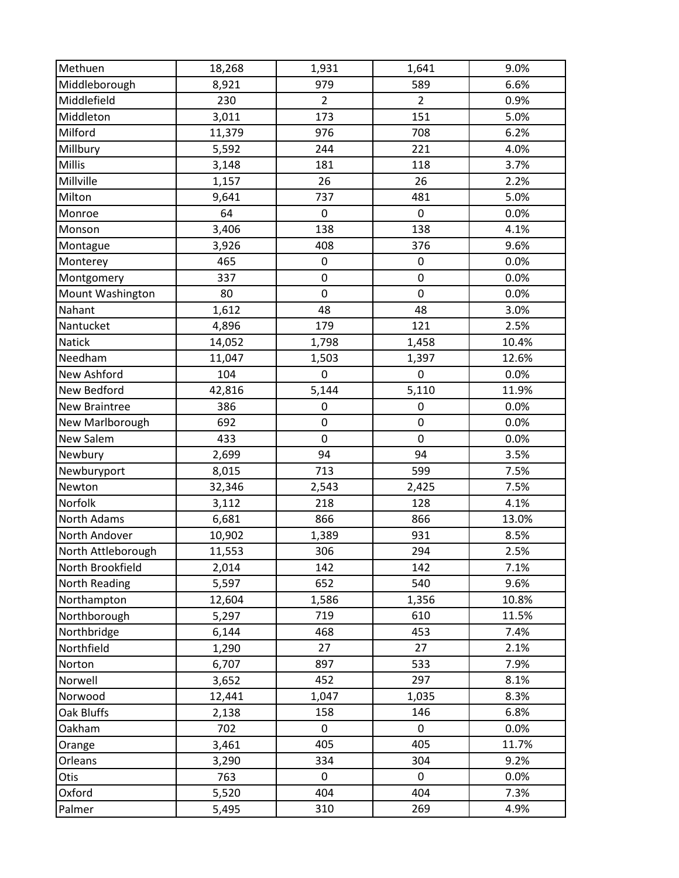| | | | | |
|---|---|---|---|---|
| Methuen | 18,268 | 1,931 | 1,641 | 9.0% |
| Middleborough | 8,921 | 979 | 589 | 6.6% |
| Middlefield | 230 | 2 | 2 | 0.9% |
| Middleton | 3,011 | 173 | 151 | 5.0% |
| Milford | 11,379 | 976 | 708 | 6.2% |
| Millbury | 5,592 | 244 | 221 | 4.0% |
| Millis | 3,148 | 181 | 118 | 3.7% |
| Millville | 1,157 | 26 | 26 | 2.2% |
| Milton | 9,641 | 737 | 481 | 5.0% |
| Monroe | 64 | 0 | 0 | 0.0% |
| Monson | 3,406 | 138 | 138 | 4.1% |
| Montague | 3,926 | 408 | 376 | 9.6% |
| Monterey | 465 | 0 | 0 | 0.0% |
| Montgomery | 337 | 0 | 0 | 0.0% |
| Mount Washington | 80 | 0 | 0 | 0.0% |
| Nahant | 1,612 | 48 | 48 | 3.0% |
| Nantucket | 4,896 | 179 | 121 | 2.5% |
| Natick | 14,052 | 1,798 | 1,458 | 10.4% |
| Needham | 11,047 | 1,503 | 1,397 | 12.6% |
| New Ashford | 104 | 0 | 0 | 0.0% |
| New Bedford | 42,816 | 5,144 | 5,110 | 11.9% |
| New Braintree | 386 | 0 | 0 | 0.0% |
| New Marlborough | 692 | 0 | 0 | 0.0% |
| New Salem | 433 | 0 | 0 | 0.0% |
| Newbury | 2,699 | 94 | 94 | 3.5% |
| Newburyport | 8,015 | 713 | 599 | 7.5% |
| Newton | 32,346 | 2,543 | 2,425 | 7.5% |
| Norfolk | 3,112 | 218 | 128 | 4.1% |
| North Adams | 6,681 | 866 | 866 | 13.0% |
| North Andover | 10,902 | 1,389 | 931 | 8.5% |
| North Attleborough | 11,553 | 306 | 294 | 2.5% |
| North Brookfield | 2,014 | 142 | 142 | 7.1% |
| North Reading | 5,597 | 652 | 540 | 9.6% |
| Northampton | 12,604 | 1,586 | 1,356 | 10.8% |
| Northborough | 5,297 | 719 | 610 | 11.5% |
| Northbridge | 6,144 | 468 | 453 | 7.4% |
| Northfield | 1,290 | 27 | 27 | 2.1% |
| Norton | 6,707 | 897 | 533 | 7.9% |
| Norwell | 3,652 | 452 | 297 | 8.1% |
| Norwood | 12,441 | 1,047 | 1,035 | 8.3% |
| Oak Bluffs | 2,138 | 158 | 146 | 6.8% |
| Oakham | 702 | 0 | 0 | 0.0% |
| Orange | 3,461 | 405 | 405 | 11.7% |
| Orleans | 3,290 | 334 | 304 | 9.2% |
| Otis | 763 | 0 | 0 | 0.0% |
| Oxford | 5,520 | 404 | 404 | 7.3% |
| Palmer | 5,495 | 310 | 269 | 4.9% |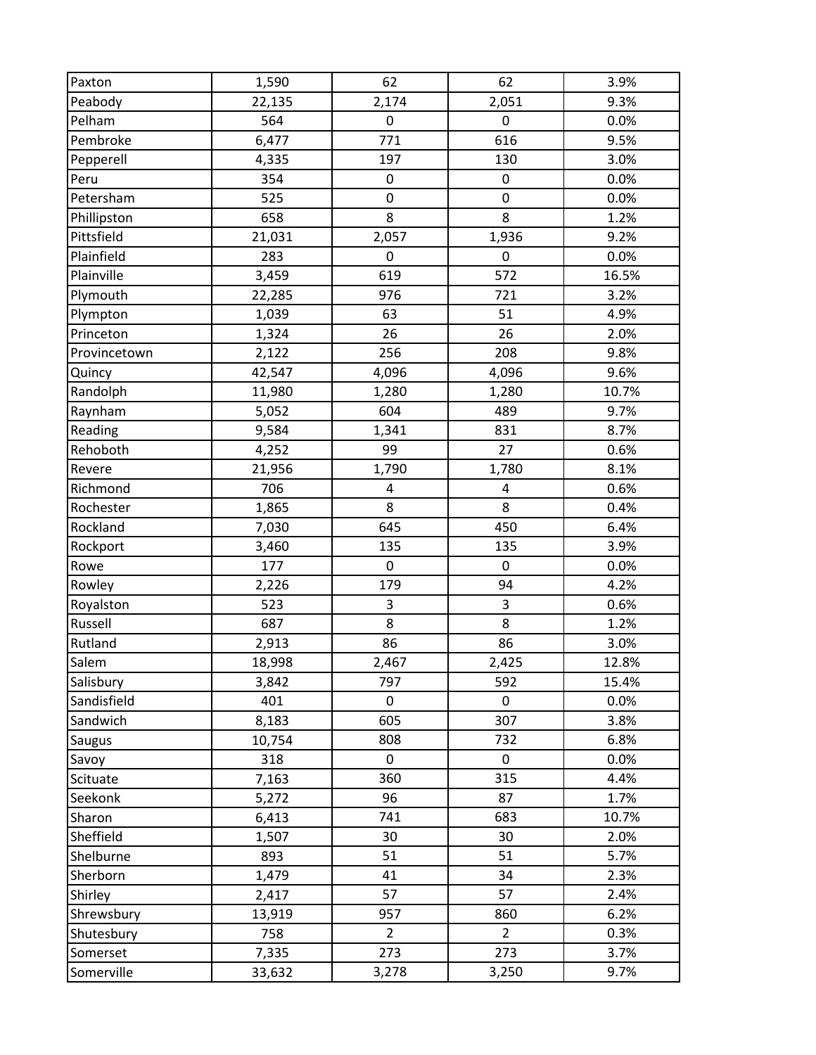| | | | | |
|---|---|---|---|---|
| Paxton | 1,590 | 62 | 62 | 3.9% |
| Peabody | 22,135 | 2,174 | 2,051 | 9.3% |
| Pelham | 564 | 0 | 0 | 0.0% |
| Pembroke | 6,477 | 771 | 616 | 9.5% |
| Pepperell | 4,335 | 197 | 130 | 3.0% |
| Peru | 354 | 0 | 0 | 0.0% |
| Petersham | 525 | 0 | 0 | 0.0% |
| Phillipston | 658 | 8 | 8 | 1.2% |
| Pittsfield | 21,031 | 2,057 | 1,936 | 9.2% |
| Plainfield | 283 | 0 | 0 | 0.0% |
| Plainville | 3,459 | 619 | 572 | 16.5% |
| Plymouth | 22,285 | 976 | 721 | 3.2% |
| Plympton | 1,039 | 63 | 51 | 4.9% |
| Princeton | 1,324 | 26 | 26 | 2.0% |
| Provincetown | 2,122 | 256 | 208 | 9.8% |
| Quincy | 42,547 | 4,096 | 4,096 | 9.6% |
| Randolph | 11,980 | 1,280 | 1,280 | 10.7% |
| Raynham | 5,052 | 604 | 489 | 9.7% |
| Reading | 9,584 | 1,341 | 831 | 8.7% |
| Rehoboth | 4,252 | 99 | 27 | 0.6% |
| Revere | 21,956 | 1,790 | 1,780 | 8.1% |
| Richmond | 706 | 4 | 4 | 0.6% |
| Rochester | 1,865 | 8 | 8 | 0.4% |
| Rockland | 7,030 | 645 | 450 | 6.4% |
| Rockport | 3,460 | 135 | 135 | 3.9% |
| Rowe | 177 | 0 | 0 | 0.0% |
| Rowley | 2,226 | 179 | 94 | 4.2% |
| Royalston | 523 | 3 | 3 | 0.6% |
| Russell | 687 | 8 | 8 | 1.2% |
| Rutland | 2,913 | 86 | 86 | 3.0% |
| Salem | 18,998 | 2,467 | 2,425 | 12.8% |
| Salisbury | 3,842 | 797 | 592 | 15.4% |
| Sandisfield | 401 | 0 | 0 | 0.0% |
| Sandwich | 8,183 | 605 | 307 | 3.8% |
| Saugus | 10,754 | 808 | 732 | 6.8% |
| Savoy | 318 | 0 | 0 | 0.0% |
| Scituate | 7,163 | 360 | 315 | 4.4% |
| Seekonk | 5,272 | 96 | 87 | 1.7% |
| Sharon | 6,413 | 741 | 683 | 10.7% |
| Sheffield | 1,507 | 30 | 30 | 2.0% |
| Shelburne | 893 | 51 | 51 | 5.7% |
| Sherborn | 1,479 | 41 | 34 | 2.3% |
| Shirley | 2,417 | 57 | 57 | 2.4% |
| Shrewsbury | 13,919 | 957 | 860 | 6.2% |
| Shutesbury | 758 | 2 | 2 | 0.3% |
| Somerset | 7,335 | 273 | 273 | 3.7% |
| Somerville | 33,632 | 3,278 | 3,250 | 9.7% |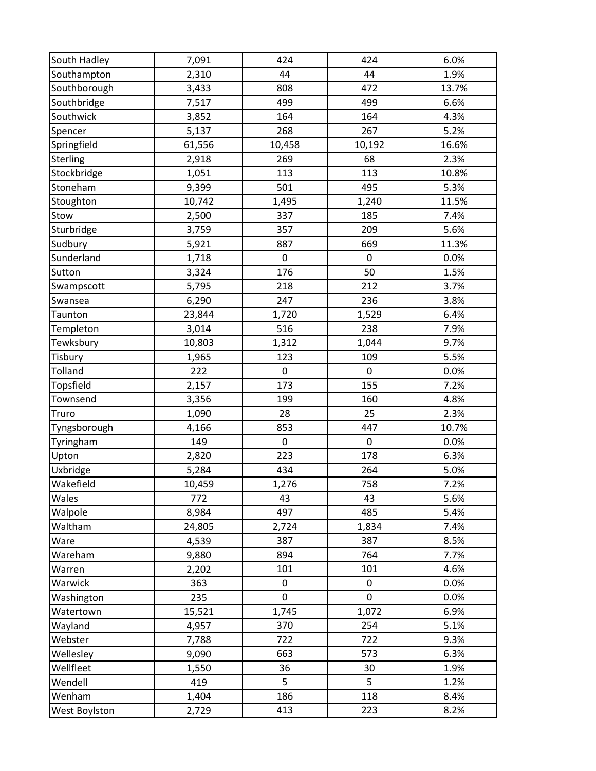| South Hadley | 7,091 | 424 | 424 | 6.0% |
|---|---|---|---|---|
| Southampton | 2,310 | 44 | 44 | 1.9% |
| Southborough | 3,433 | 808 | 472 | 13.7% |
| Southbridge | 7,517 | 499 | 499 | 6.6% |
| Southwick | 3,852 | 164 | 164 | 4.3% |
| Spencer | 5,137 | 268 | 267 | 5.2% |
| Springfield | 61,556 | 10,458 | 10,192 | 16.6% |
| Sterling | 2,918 | 269 | 68 | 2.3% |
| Stockbridge | 1,051 | 113 | 113 | 10.8% |
| Stoneham | 9,399 | 501 | 495 | 5.3% |
| Stoughton | 10,742 | 1,495 | 1,240 | 11.5% |
| Stow | 2,500 | 337 | 185 | 7.4% |
| Sturbridge | 3,759 | 357 | 209 | 5.6% |
| Sudbury | 5,921 | 887 | 669 | 11.3% |
| Sunderland | 1,718 | 0 | 0 | 0.0% |
| Sutton | 3,324 | 176 | 50 | 1.5% |
| Swampscott | 5,795 | 218 | 212 | 3.7% |
| Swansea | 6,290 | 247 | 236 | 3.8% |
| Taunton | 23,844 | 1,720 | 1,529 | 6.4% |
| Templeton | 3,014 | 516 | 238 | 7.9% |
| Tewksbury | 10,803 | 1,312 | 1,044 | 9.7% |
| Tisbury | 1,965 | 123 | 109 | 5.5% |
| Tolland | 222 | 0 | 0 | 0.0% |
| Topsfield | 2,157 | 173 | 155 | 7.2% |
| Townsend | 3,356 | 199 | 160 | 4.8% |
| Truro | 1,090 | 28 | 25 | 2.3% |
| Tyngsborough | 4,166 | 853 | 447 | 10.7% |
| Tyringham | 149 | 0 | 0 | 0.0% |
| Upton | 2,820 | 223 | 178 | 6.3% |
| Uxbridge | 5,284 | 434 | 264 | 5.0% |
| Wakefield | 10,459 | 1,276 | 758 | 7.2% |
| Wales | 772 | 43 | 43 | 5.6% |
| Walpole | 8,984 | 497 | 485 | 5.4% |
| Waltham | 24,805 | 2,724 | 1,834 | 7.4% |
| Ware | 4,539 | 387 | 387 | 8.5% |
| Wareham | 9,880 | 894 | 764 | 7.7% |
| Warren | 2,202 | 101 | 101 | 4.6% |
| Warwick | 363 | 0 | 0 | 0.0% |
| Washington | 235 | 0 | 0 | 0.0% |
| Watertown | 15,521 | 1,745 | 1,072 | 6.9% |
| Wayland | 4,957 | 370 | 254 | 5.1% |
| Webster | 7,788 | 722 | 722 | 9.3% |
| Wellesley | 9,090 | 663 | 573 | 6.3% |
| Wellfleet | 1,550 | 36 | 30 | 1.9% |
| Wendell | 419 | 5 | 5 | 1.2% |
| Wenham | 1,404 | 186 | 118 | 8.4% |
| West Boylston | 2,729 | 413 | 223 | 8.2% |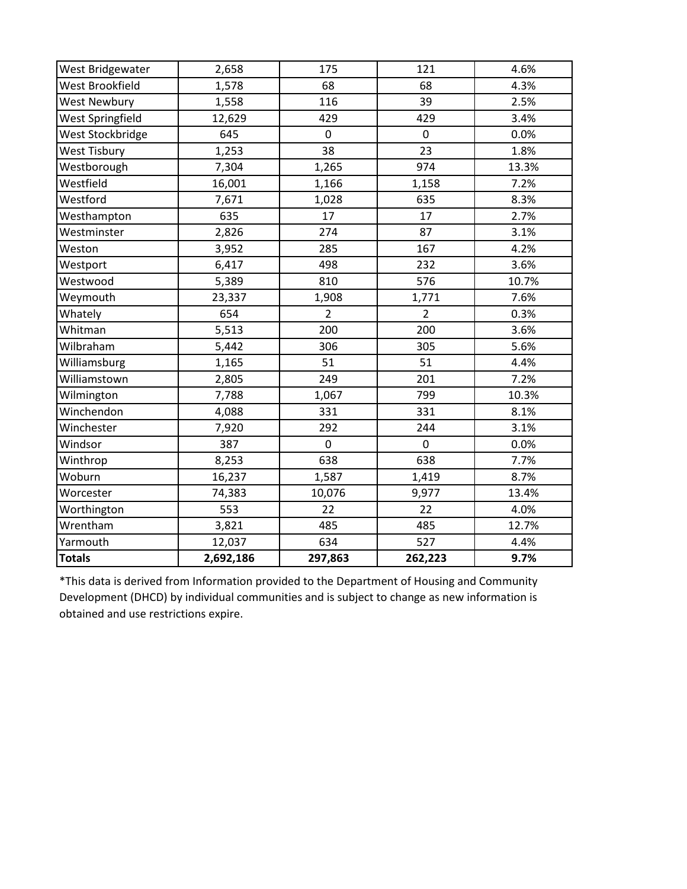| | | | | |
|---|---|---|---|---|
| West Bridgewater | 2,658 | 175 | 121 | 4.6% |
| West Brookfield | 1,578 | 68 | 68 | 4.3% |
| West Newbury | 1,558 | 116 | 39 | 2.5% |
| West Springfield | 12,629 | 429 | 429 | 3.4% |
| West Stockbridge | 645 | 0 | 0 | 0.0% |
| West Tisbury | 1,253 | 38 | 23 | 1.8% |
| Westborough | 7,304 | 1,265 | 974 | 13.3% |
| Westfield | 16,001 | 1,166 | 1,158 | 7.2% |
| Westford | 7,671 | 1,028 | 635 | 8.3% |
| Westhampton | 635 | 17 | 17 | 2.7% |
| Westminster | 2,826 | 274 | 87 | 3.1% |
| Weston | 3,952 | 285 | 167 | 4.2% |
| Westport | 6,417 | 498 | 232 | 3.6% |
| Westwood | 5,389 | 810 | 576 | 10.7% |
| Weymouth | 23,337 | 1,908 | 1,771 | 7.6% |
| Whately | 654 | 2 | 2 | 0.3% |
| Whitman | 5,513 | 200 | 200 | 3.6% |
| Wilbraham | 5,442 | 306 | 305 | 5.6% |
| Williamsburg | 1,165 | 51 | 51 | 4.4% |
| Williamstown | 2,805 | 249 | 201 | 7.2% |
| Wilmington | 7,788 | 1,067 | 799 | 10.3% |
| Winchendon | 4,088 | 331 | 331 | 8.1% |
| Winchester | 7,920 | 292 | 244 | 3.1% |
| Windsor | 387 | 0 | 0 | 0.0% |
| Winthrop | 8,253 | 638 | 638 | 7.7% |
| Woburn | 16,237 | 1,587 | 1,419 | 8.7% |
| Worcester | 74,383 | 10,076 | 9,977 | 13.4% |
| Worthington | 553 | 22 | 22 | 4.0% |
| Wrentham | 3,821 | 485 | 485 | 12.7% |
| Yarmouth | 12,037 | 634 | 527 | 4.4% |
| **Totals** | **2,692,186** | **297,863** | **262,223** | **9.7%** |

*This data is derived from Information provided to the Department of Housing and Community Development (DHCD) by individual communities and is subject to change as new information is obtained and use restrictions expire.